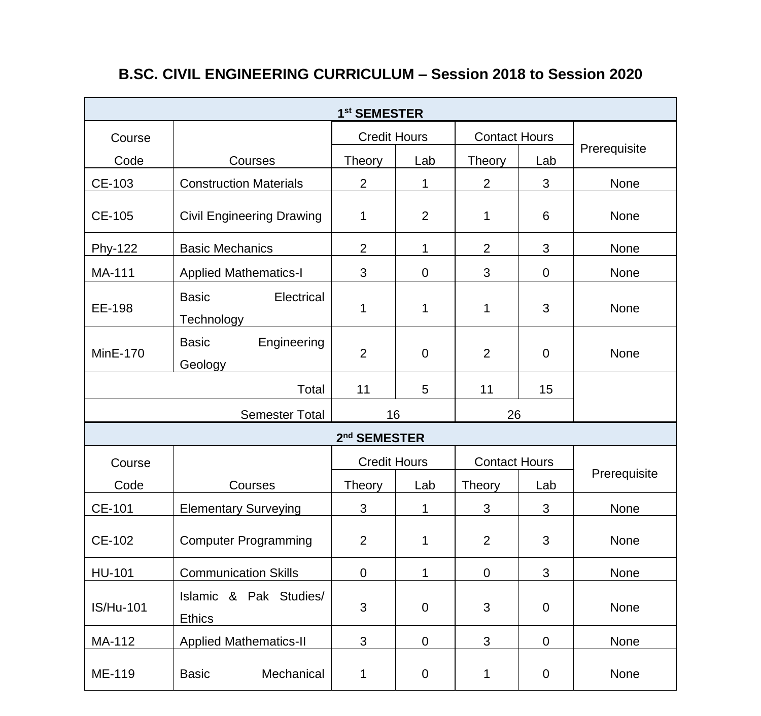# B.SC. CIVIL ENGINEERING CURRICULUM – Session 2018 to Session 2020

| 1st SEMESTER | | | | | | |
|---|---|---|---|---|---|---|
| Course Code | Courses | Credit Hours | | Contact Hours | | Prerequisite |
| | | Theory | Lab | Theory | Lab | |
| CE-103 | Construction Materials | 2 | 1 | 2 | 3 | None |
| CE-105 | Civil Engineering Drawing | 1 | 2 | 1 | 6 | None |
| Phy-122 | Basic Mechanics | 2 | 1 | 2 | 3 | None |
| MA-111 | Applied Mathematics-I | 3 | 0 | 3 | 0 | None |
| EE-198 | Basic Electrical Technology | 1 | 1 | 1 | 3 | None |
| MinE-170 | Basic Engineering Geology | 2 | 0 | 2 | 0 | None |
| | Total | 11 | 5 | 11 | 15 | |
| | Semester Total | 16 | | 26 | | |

| 2nd SEMESTER | | | | | | |
|---|---|---|---|---|---|---|
| Course Code | Courses | Credit Hours | | Contact Hours | | Prerequisite |
| | | Theory | Lab | Theory | Lab | |
| CE-101 | Elementary Surveying | 3 | 1 | 3 | 3 | None |
| CE-102 | Computer Programming | 2 | 1 | 2 | 3 | None |
| HU-101 | Communication Skills | 0 | 1 | 0 | 3 | None |
| IS/Hu-101 | Islamic & Pak Studies/ Ethics | 3 | 0 | 3 | 0 | None |
| MA-112 | Applied Mathematics-II | 3 | 0 | 3 | 0 | None |
| ME-119 | Basic Mechanical | 1 | 0 | 1 | 0 | None |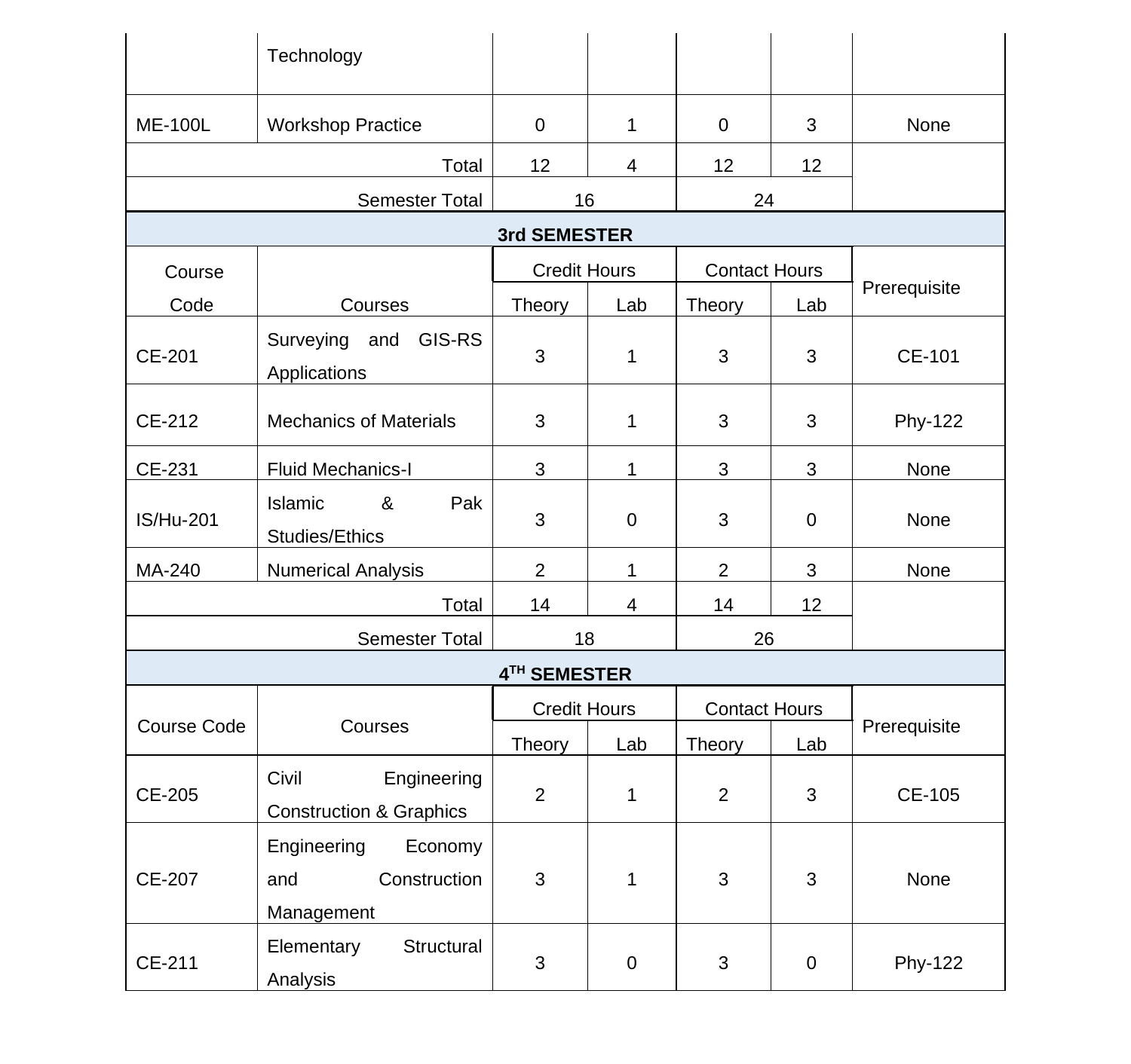| | Technology | | | | | |
|---|---|---|---|---|---|---|
| ME-100L | Workshop Practice | 0 | 1 | 0 | 3 | None |
| | Total | 12 | 4 | 12 | 12 | |
| | Semester Total | 16 | | 24 | | |

**3rd SEMESTER**

| Course Code | Courses | Credit Hours | | Contact Hours | | Prerequisite |
|---|---|---|---|---|---|---|
| | | Theory | Lab | Theory | Lab | |
| CE-201 | Surveying and GIS-RS Applications | 3 | 1 | 3 | 3 | CE-101 |
| CE-212 | Mechanics of Materials | 3 | 1 | 3 | 3 | Phy-122 |
| CE-231 | Fluid Mechanics-I | 3 | 1 | 3 | 3 | None |
| IS/Hu-201 | Islamic & Pak Studies/Ethics | 3 | 0 | 3 | 0 | None |
| MA-240 | Numerical Analysis | 2 | 1 | 2 | 3 | None |
| | Total | 14 | 4 | 14 | 12 | |
| | Semester Total | 18 | | 26 | | |

**4TH SEMESTER**

| Course Code | Courses | Credit Hours | | Contact Hours | | Prerequisite |
|---|---|---|---|---|---|---|
| | | Theory | Lab | Theory | Lab | |
| CE-205 | Civil Engineering Construction & Graphics | 2 | 1 | 2 | 3 | CE-105 |
| CE-207 | Engineering Economy and Construction Management | 3 | 1 | 3 | 3 | None |
| CE-211 | Elementary Structural Analysis | 3 | 0 | 3 | 0 | Phy-122 |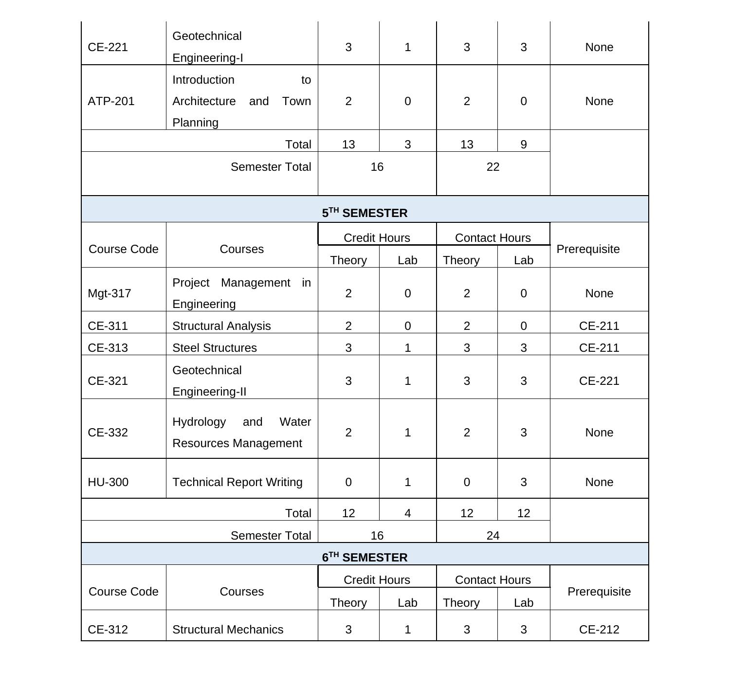| | | | | | | |
|---|---|---|---|---|---|---|
| CE-221 | Geotechnical Engineering-I | 3 | 1 | 3 | 3 | None |
| ATP-201 | Introduction to Architecture and Town Planning | 2 | 0 | 2 | 0 | None |
| | Total | 13 | 3 | 13 | 9 | |
| | Semester Total | 16 | | 22 | | |

## 5TH SEMESTER

| Course Code | Courses | Credit Hours | | Contact Hours | | Prerequisite |
|---|---|---|---|---|---|---|
| | | Theory | Lab | Theory | Lab | |
| Mgt-317 | Project Management in Engineering | 2 | 0 | 2 | 0 | None |
| CE-311 | Structural Analysis | 2 | 0 | 2 | 0 | CE-211 |
| CE-313 | Steel Structures | 3 | 1 | 3 | 3 | CE-211 |
| CE-321 | Geotechnical Engineering-II | 3 | 1 | 3 | 3 | CE-221 |
| CE-332 | Hydrology and Water Resources Management | 2 | 1 | 2 | 3 | None |
| HU-300 | Technical Report Writing | 0 | 1 | 0 | 3 | None |
| | Total | 12 | 4 | 12 | 12 | |
| | Semester Total | 16 | | 24 | | |

## 6TH SEMESTER

| Course Code | Courses | Credit Hours | | Contact Hours | | Prerequisite |
|---|---|---|---|---|---|---|
| | | Theory | Lab | Theory | Lab | |
| CE-312 | Structural Mechanics | 3 | 1 | 3 | 3 | CE-212 |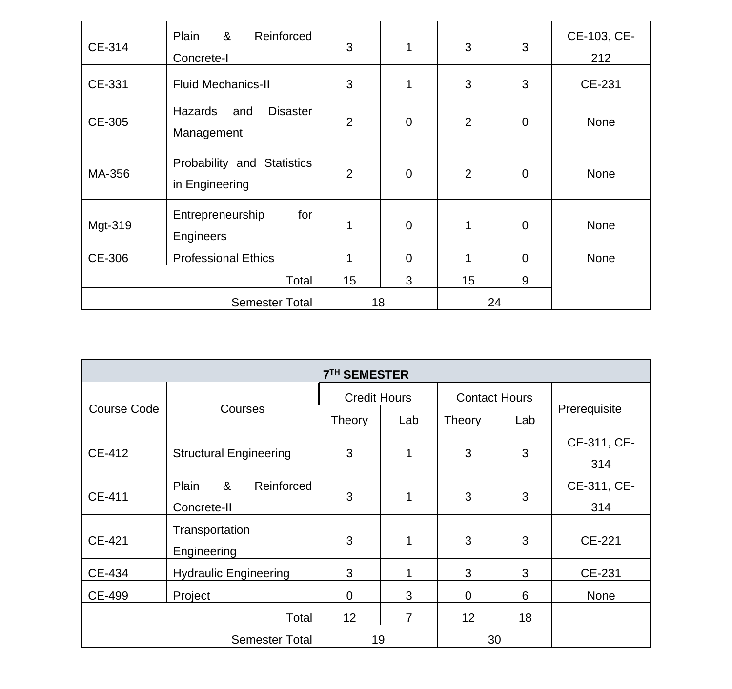| | | | | | | |
|---|---|---|---|---|---|---|
| CE-314 | Plain & Reinforced Concrete-I | 3 | 1 | 3 | 3 | CE-103, CE-212 |
| CE-331 | Fluid Mechanics-II | 3 | 1 | 3 | 3 | CE-231 |
| CE-305 | Hazards and Disaster Management | 2 | 0 | 2 | 0 | None |
| MA-356 | Probability and Statistics in Engineering | 2 | 0 | 2 | 0 | None |
| Mgt-319 | Entrepreneurship for Engineers | 1 | 0 | 1 | 0 | None |
| CE-306 | Professional Ethics | 1 | 0 | 1 | 0 | None |
| | Total | 15 | 3 | 15 | 9 | |
| | Semester Total | 18 | | 24 | | |

| 7TH SEMESTER | | | | | | |
|---|---|---|---|---|---|---|
| Course Code | Courses | Credit Hours | | Contact Hours | | Prerequisite |
| | | Theory | Lab | Theory | Lab | |
| CE-412 | Structural Engineering | 3 | 1 | 3 | 3 | CE-311, CE-314 |
| CE-411 | Plain & Reinforced Concrete-II | 3 | 1 | 3 | 3 | CE-311, CE-314 |
| CE-421 | Transportation Engineering | 3 | 1 | 3 | 3 | CE-221 |
| CE-434 | Hydraulic Engineering | 3 | 1 | 3 | 3 | CE-231 |
| CE-499 | Project | 0 | 3 | 0 | 6 | None |
| | Total | 12 | 7 | 12 | 18 | |
| | Semester Total | 19 | | 30 | | |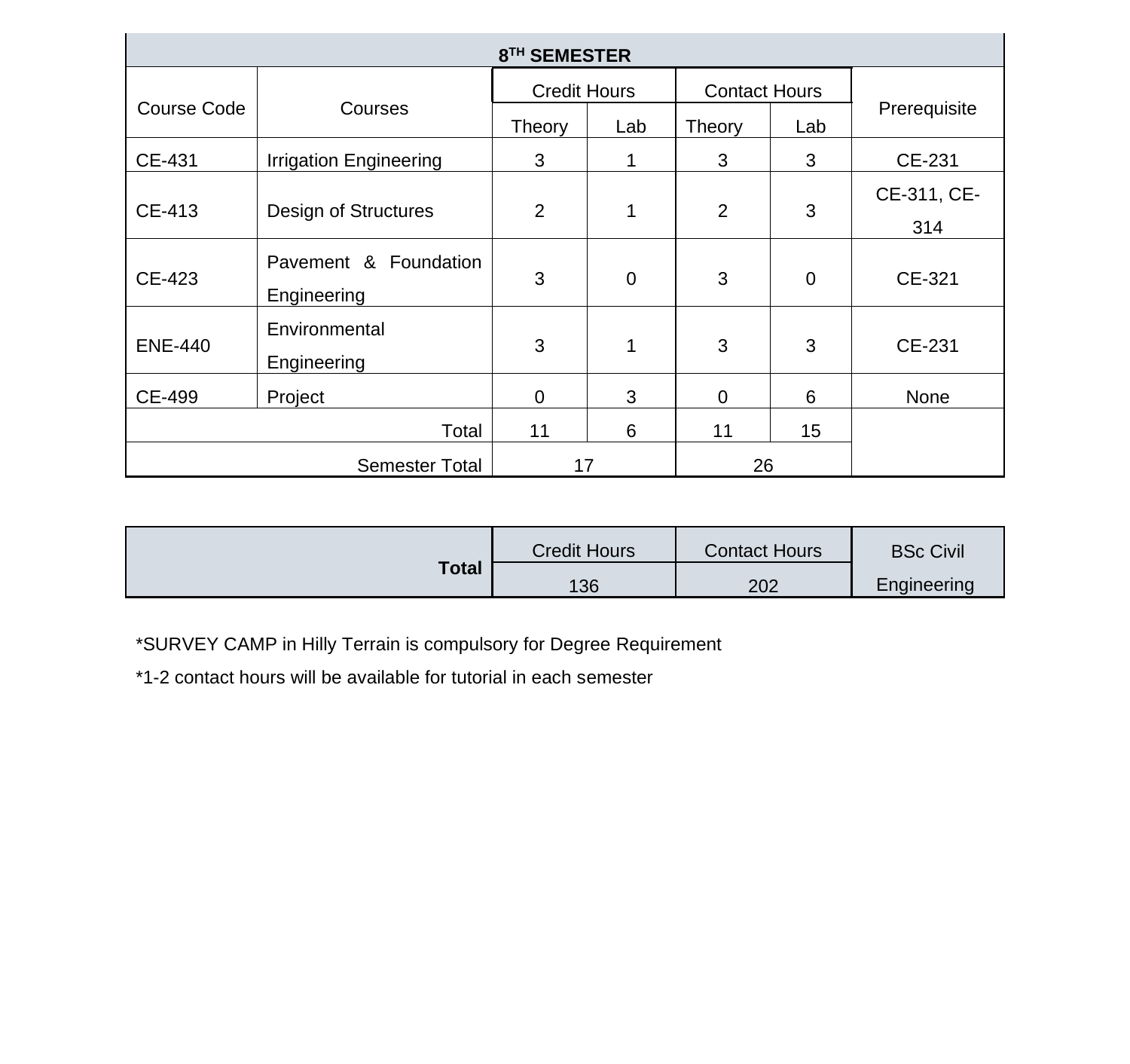| 8TH SEMESTER | | | | | | |
|---|---|---|---|---|---|---|
| Course Code | Courses | Credit Hours | | Contact Hours | | Prerequisite |
| | | Theory | Lab | Theory | Lab | |
| CE-431 | Irrigation Engineering | 3 | 1 | 3 | 3 | CE-231 |
| CE-413 | Design of Structures | 2 | 1 | 2 | 3 | CE-311, CE-314 |
| CE-423 | Pavement & Foundation Engineering | 3 | 0 | 3 | 0 | CE-321 |
| ENE-440 | Environmental Engineering | 3 | 1 | 3 | 3 | CE-231 |
| CE-499 | Project | 0 | 3 | 0 | 6 | None |
| | Total | 11 | 6 | 11 | 15 | |
| | Semester Total | 17 | | 26 | | |

| **Total** | Credit Hours | Contact Hours | BSc Civil Engineering |
|---|---|---|---|
| | 136 | 202 | |

*SURVEY CAMP in Hilly Terrain is compulsory for Degree Requirement

*1-2 contact hours will be available for tutorial in each semester